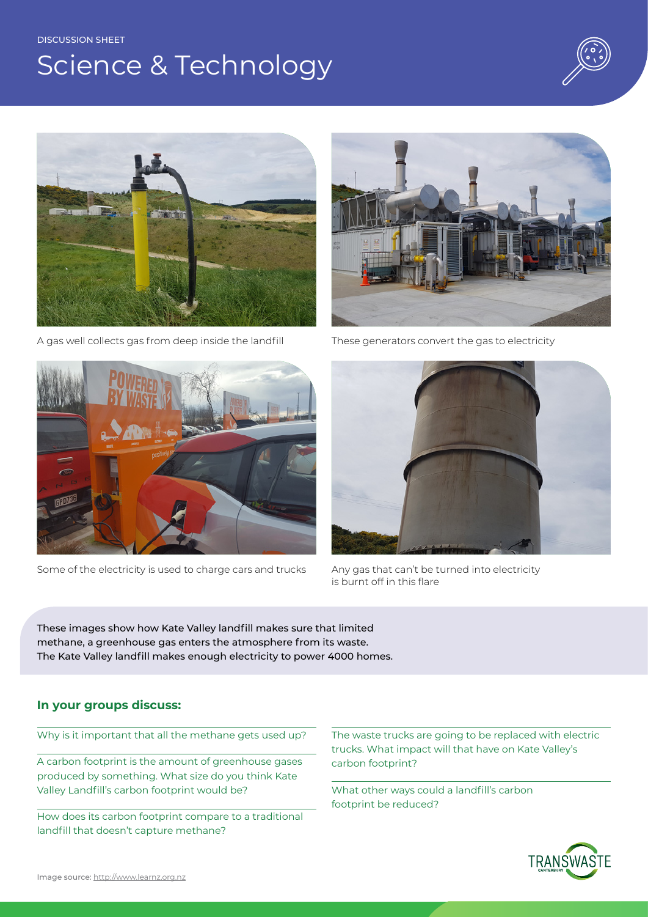DISCUSSION SHEET

# Science & Technology

A gas well collects gas from deep inside the landfill

These generators convert the gas to electricity

Some of the electricity is used to charge cars and trucks

Any gas that can't be turned into electricity is burnt off in this flare

These images show how Kate Valley landfill makes sure that limited methane, a greenhouse gas enters the atmosphere from its waste. The Kate Valley landfill makes enough electricity to power 4000 homes.

### In your groups discuss:

- Why is it important that all the methane gets used up?
- A carbon footprint is the amount of greenhouse gases produced by something. What size do you think Kate Valley Landfill's carbon footprint would be?
- How does its carbon footprint compare to a traditional landfill that doesn't capture methane?
- The waste trucks are going to be replaced with electric trucks. What impact will that have on Kate Valley's carbon footprint?
- What other ways could a landfill's carbon footprint be reduced?

Image source: http://www.learnz.org.nz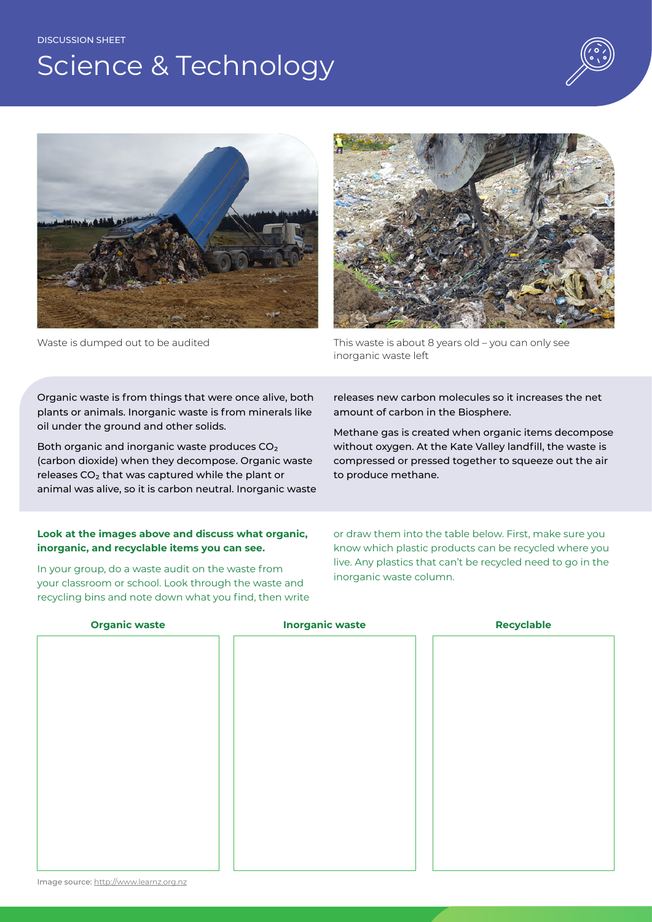DISCUSSION SHEET

# Science & Technology

Waste is dumped out to be audited

This waste is about 8 years old – you can only see inorganic waste left

Organic waste is from things that were once alive, both plants or animals. Inorganic waste is from minerals like oil under the ground and other solids.

Both organic and inorganic waste produces $CO_2$ (carbon dioxide) when they decompose. Organic waste releases $CO_2$ that was captured while the plant or animal was alive, so it is carbon neutral. Inorganic waste releases new carbon molecules so it increases the net amount of carbon in the Biosphere.

Methane gas is created when organic items decompose without oxygen. At the Kate Valley landfill, the waste is compressed or pressed together to squeeze out the air to produce methane.

**Look at the images above and discuss what organic, inorganic, and recyclable items you can see.**

In your group, do a waste audit on the waste from your classroom or school. Look through the waste and recycling bins and note down what you find, then write or draw them into the table below. First, make sure you know which plastic products can be recycled where you live. Any plastics that can't be recycled need to go in the inorganic waste column.

| Organic waste | Inorganic waste | Recyclable |
|---|---|---|
| | | |

Image source: http://www.learnz.org.nz